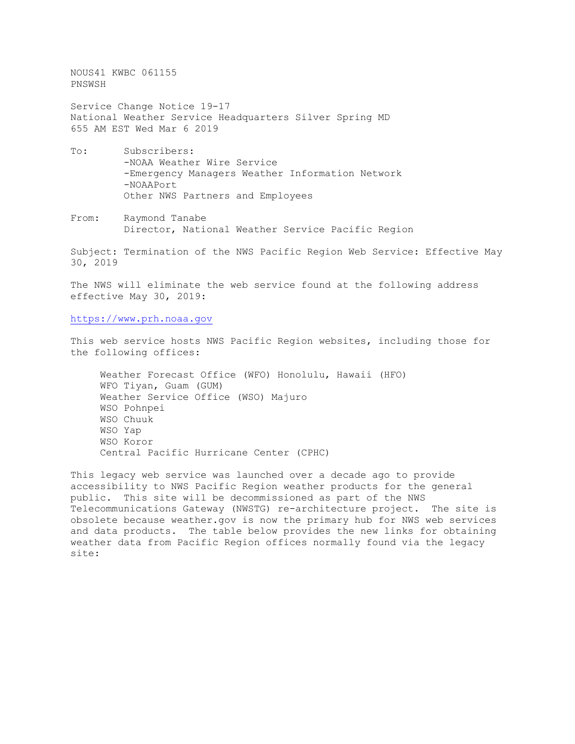NOUS41 KWBC 061155
PNSWSH

Service Change Notice 19-17
National Weather Service Headquarters Silver Spring MD
655 AM EST Wed Mar 6 2019

To: Subscribers:
- -NOAA Weather Wire Service
- -Emergency Managers Weather Information Network
- -NOAAPort

Other NWS Partners and Employees

From: Raymond Tanabe
Director, National Weather Service Pacific Region

Subject: Termination of the NWS Pacific Region Web Service: Effective May 30, 2019

The NWS will eliminate the web service found at the following address effective May 30, 2019:

https://www.prh.noaa.gov

This web service hosts NWS Pacific Region websites, including those for the following offices:

- Weather Forecast Office (WFO) Honolulu, Hawaii (HFO)
- WFO Tiyan, Guam (GUM)
- Weather Service Office (WSO) Majuro
- WSO Pohnpei
- WSO Chuuk
- WSO Yap
- WSO Koror
- Central Pacific Hurricane Center (CPHC)

This legacy web service was launched over a decade ago to provide accessibility to NWS Pacific Region weather products for the general public. This site will be decommissioned as part of the NWS Telecommunications Gateway (NWSTG) re-architecture project. The site is obsolete because weather.gov is now the primary hub for NWS web services and data products. The table below provides the new links for obtaining weather data from Pacific Region offices normally found via the legacy site: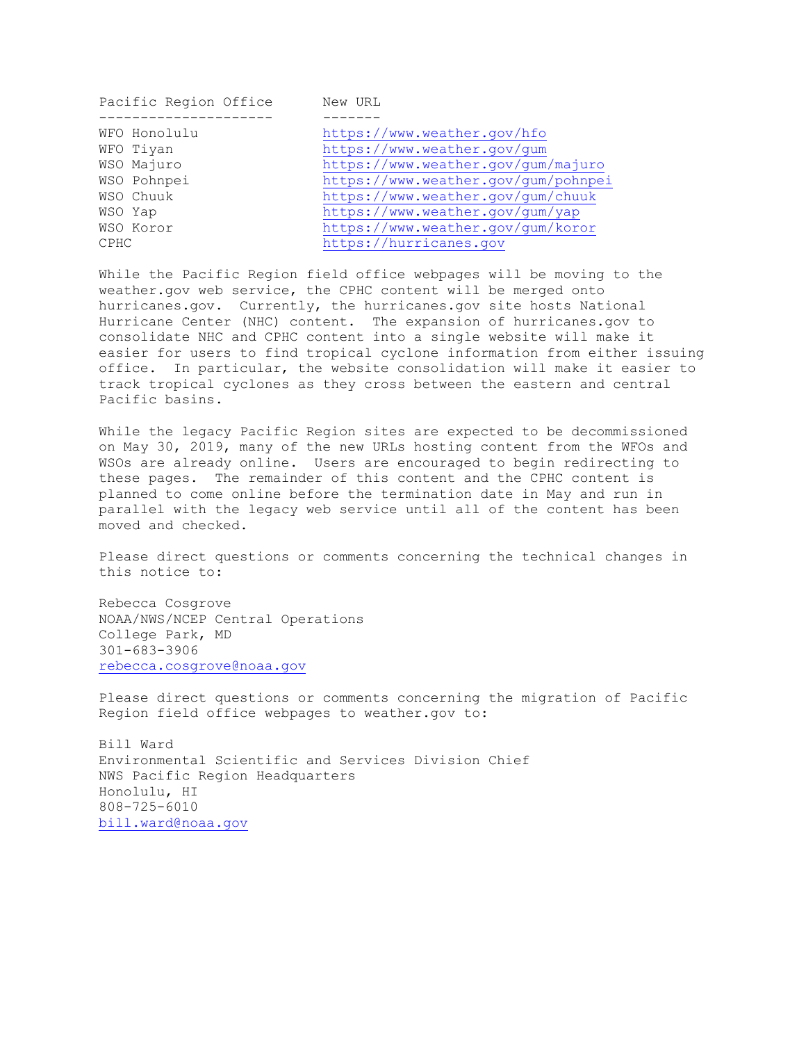| Pacific Region Office | New URL |
| --- | --- |
| WFO Honolulu | https://www.weather.gov/hfo |
| WFO Tiyan | https://www.weather.gov/gum |
| WSO Majuro | https://www.weather.gov/gum/majuro |
| WSO Pohnpei | https://www.weather.gov/gum/pohnpei |
| WSO Chuuk | https://www.weather.gov/gum/chuuk |
| WSO Yap | https://www.weather.gov/gum/yap |
| WSO Koror | https://www.weather.gov/gum/koror |
| CPHC | https://hurricanes.gov |

While the Pacific Region field office webpages will be moving to the weather.gov web service, the CPHC content will be merged onto hurricanes.gov. Currently, the hurricanes.gov site hosts National Hurricane Center (NHC) content. The expansion of hurricanes.gov to consolidate NHC and CPHC content into a single website will make it easier for users to find tropical cyclone information from either issuing office. In particular, the website consolidation will make it easier to track tropical cyclones as they cross between the eastern and central Pacific basins.

While the legacy Pacific Region sites are expected to be decommissioned on May 30, 2019, many of the new URLs hosting content from the WFOs and WSOs are already online. Users are encouraged to begin redirecting to these pages. The remainder of this content and the CPHC content is planned to come online before the termination date in May and run in parallel with the legacy web service until all of the content has been moved and checked.

Please direct questions or comments concerning the technical changes in this notice to:

Rebecca Cosgrove
NOAA/NWS/NCEP Central Operations
College Park, MD
301-683-3906
rebecca.cosgrove@noaa.gov

Please direct questions or comments concerning the migration of Pacific Region field office webpages to weather.gov to:

Bill Ward
Environmental Scientific and Services Division Chief
NWS Pacific Region Headquarters
Honolulu, HI
808-725-6010
bill.ward@noaa.gov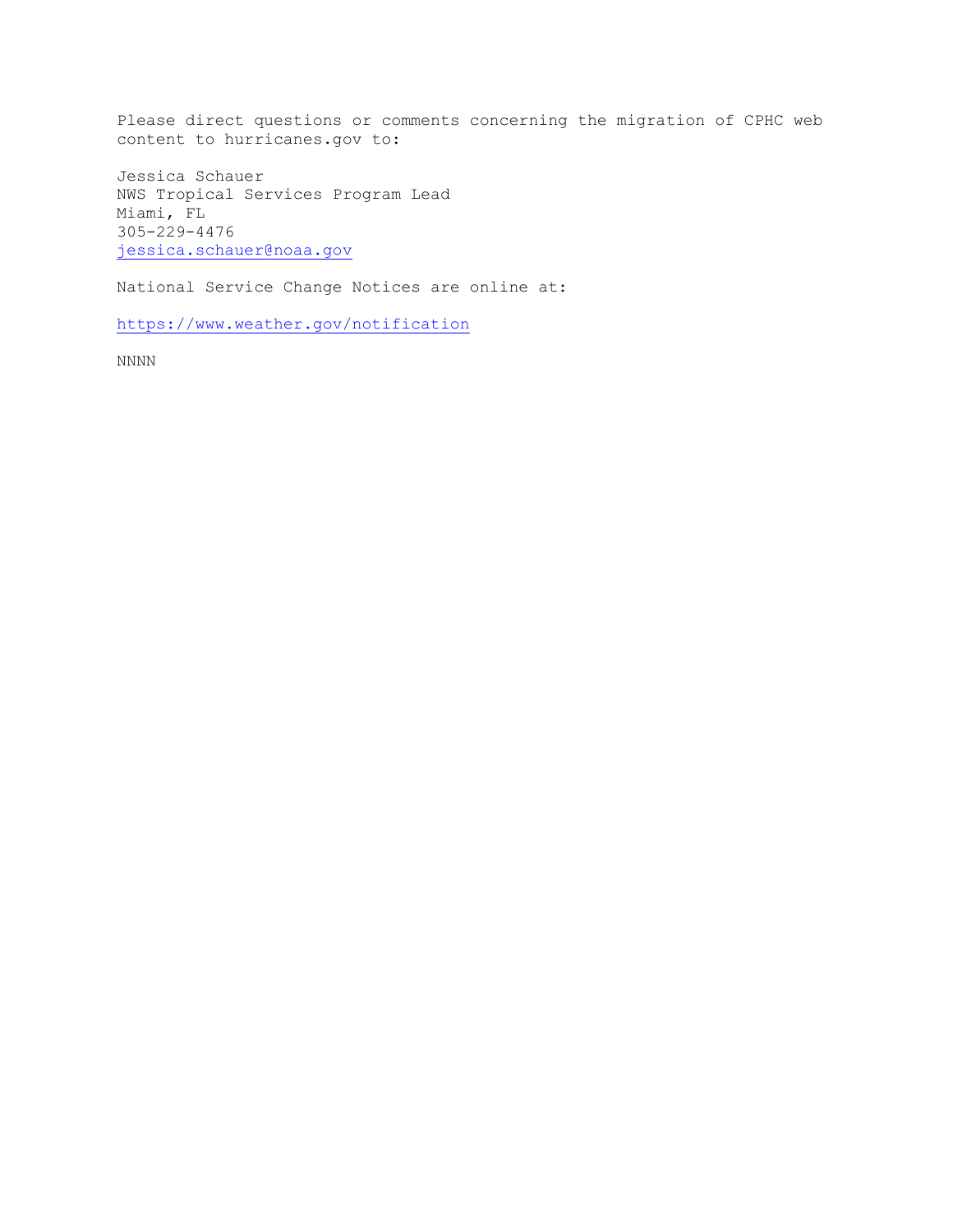Please direct questions or comments concerning the migration of CPHC web content to hurricanes.gov to:

Jessica Schauer  
NWS Tropical Services Program Lead  
Miami, FL  
305-229-4476  
jessica.schauer@noaa.gov

National Service Change Notices are online at:

https://www.weather.gov/notification

NNNN